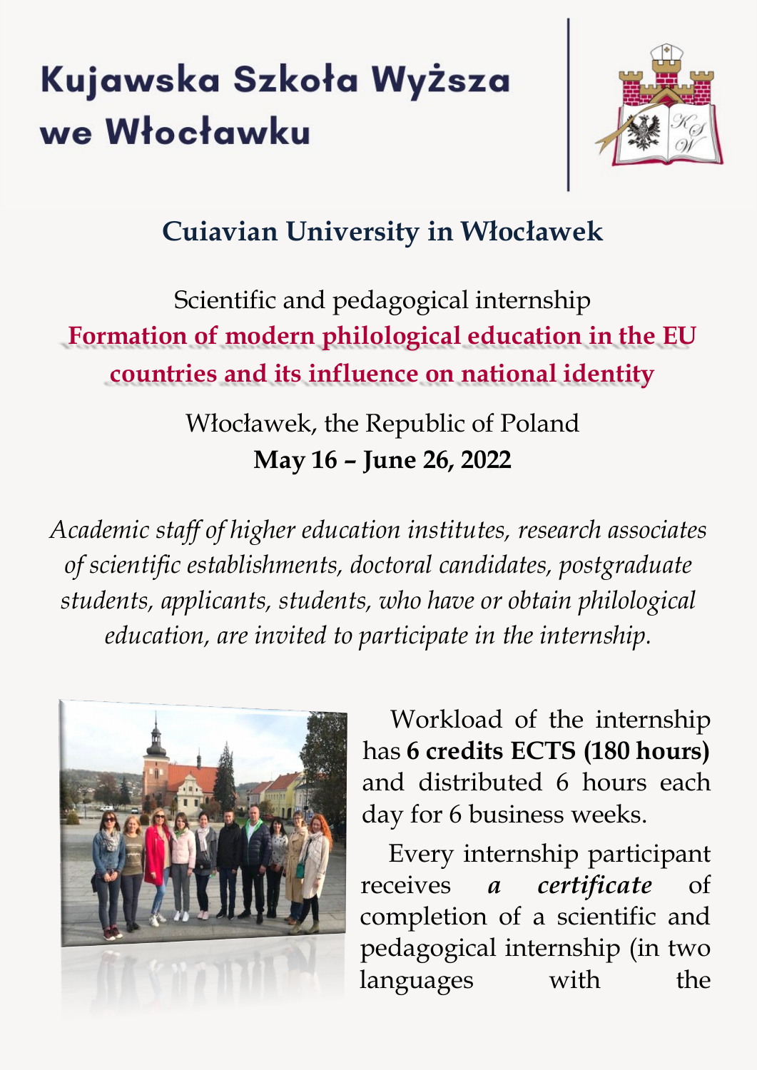# Kujawska Szkoła Wyższa we Włocławku

## Cuiavian University in Włocławek

Scientific and pedagogical internship

**Formation of modern philological education in the EU countries and its influence on national identity**

Włocławek, the Republic of Poland

**May 16 – June 26, 2022**

*Academic staff of higher education institutes, research associates of scientific establishments, doctoral candidates, postgraduate students, applicants, students, who have or obtain philological education, are invited to participate in the internship.*

Workload of the internship has **6 credits ECTS (180 hours)** and distributed 6 hours each day for 6 business weeks.

Every internship participant receives ***a certificate*** of completion of a scientific and pedagogical internship (in two languages with the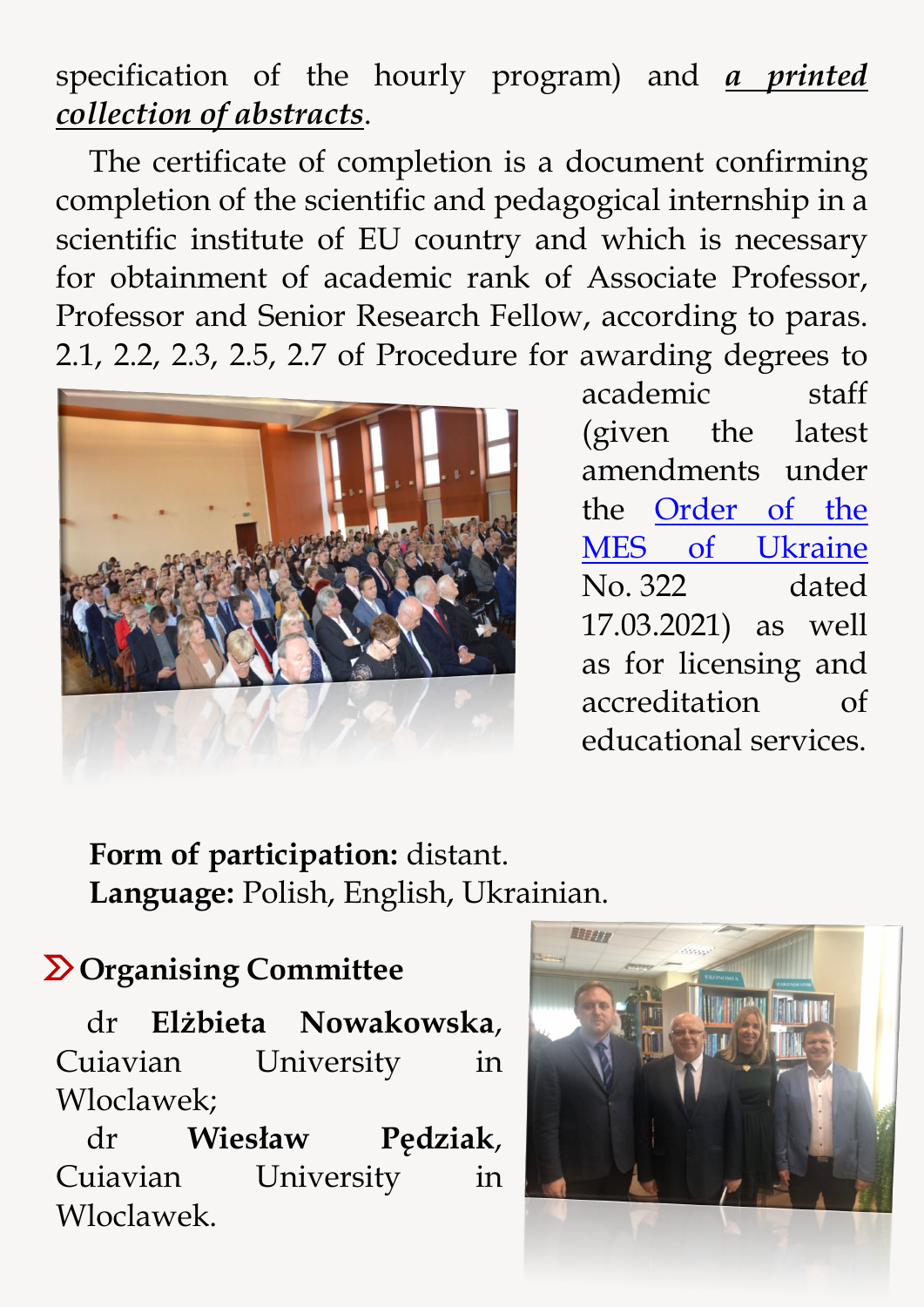specification of the hourly program) and ***a printed collection of abstracts***.

The certificate of completion is a document confirming completion of the scientific and pedagogical internship in a scientific institute of EU country and which is necessary for obtainment of academic rank of Associate Professor, Professor and Senior Research Fellow, according to paras. 2.1, 2.2, 2.3, 2.5, 2.7 of Procedure for awarding degrees to academic staff (given the latest amendments under the Order of the MES of Ukraine No. 322 dated 17.03.2021) as well as for licensing and accreditation of educational services.

**Form of participation:** distant.
**Language:** Polish, English, Ukrainian.

## Organising Committee

dr **Elżbieta Nowakowska**, Cuiavian University in Wloclawek;

dr **Wiesław Pędziak**, Cuiavian University in Wloclawek.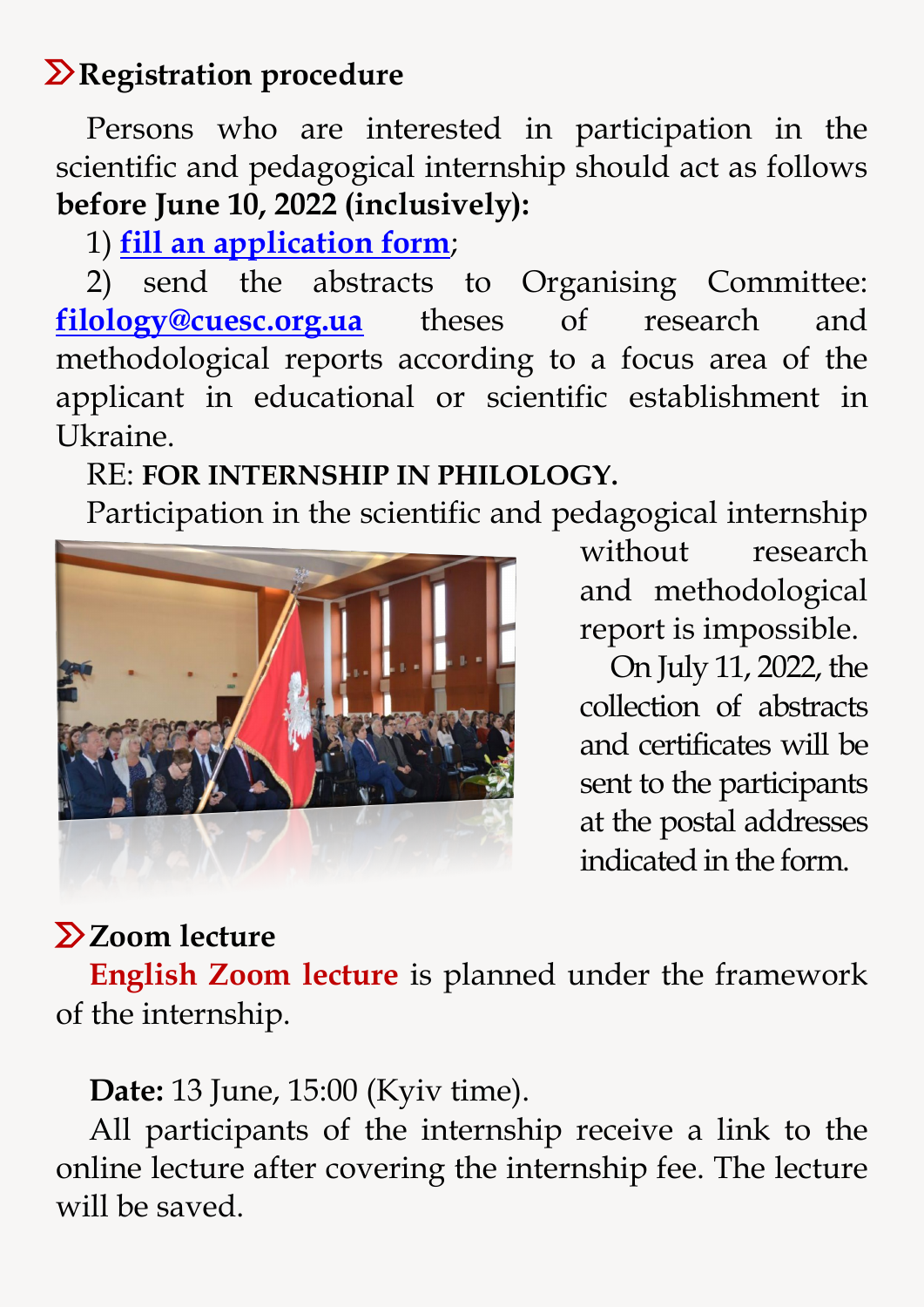## Registration procedure

Persons who are interested in participation in the scientific and pedagogical internship should act as follows **before June 10, 2022 (inclusively):**

1) **fill an application form**;

2) send the abstracts to Organising Committee: **filology@cuesc.org.ua** theses of research and methodological reports according to a focus area of the applicant in educational or scientific establishment in Ukraine.

RE: **FOR INTERNSHIP IN PHILOLOGY.**

Participation in the scientific and pedagogical internship without research and methodological report is impossible.

On July 11, 2022, the collection of abstracts and certificates will be sent to the participants at the postal addresses indicated in the form.

## Zoom lecture

**English Zoom lecture** is planned under the framework of the internship.

**Date:** 13 June, 15:00 (Kyiv time).

All participants of the internship receive a link to the online lecture after covering the internship fee. The lecture will be saved.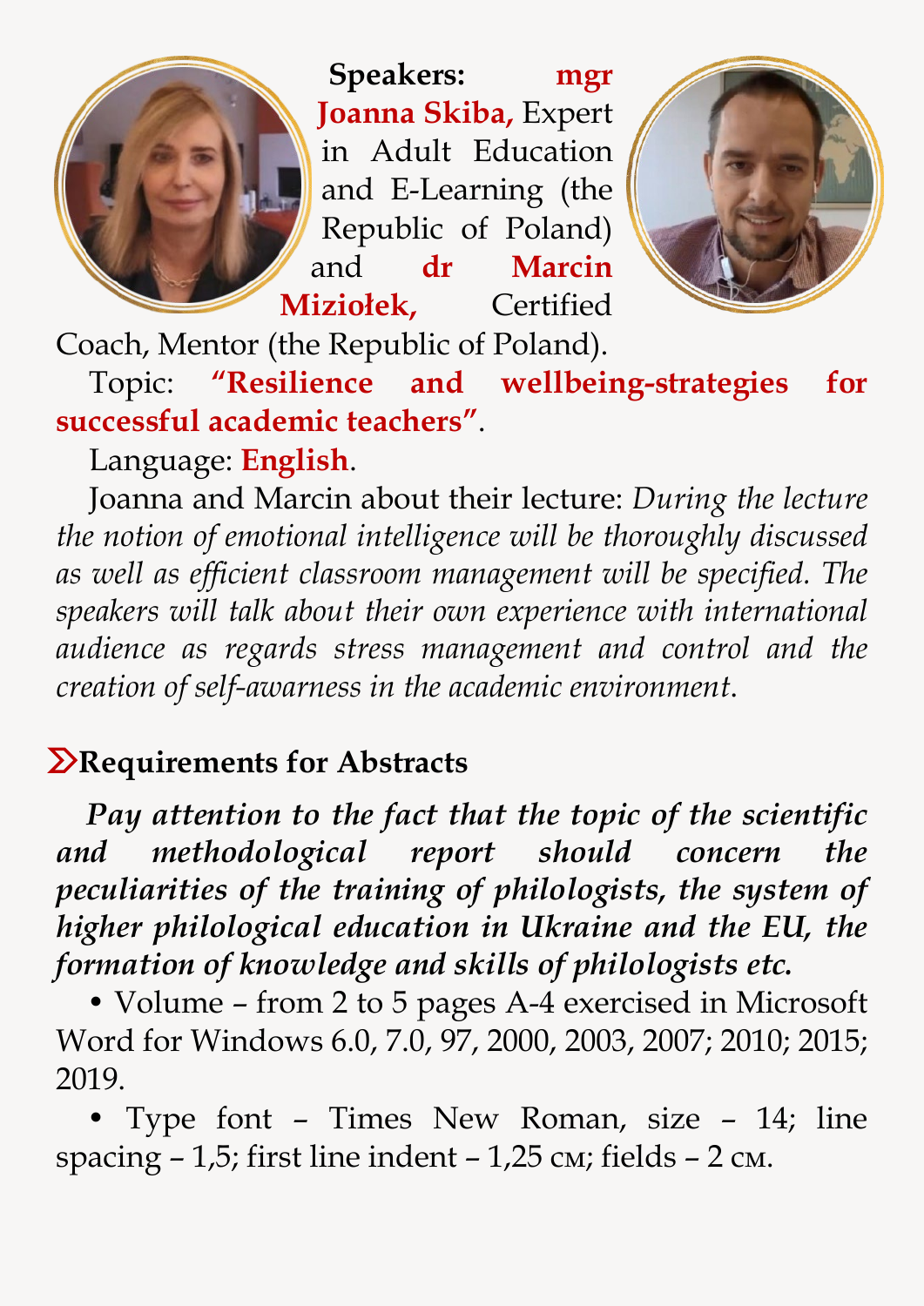**Speakers:** **mgr Joanna Skiba,** Expert in Adult Education and E-Learning (the Republic of Poland) and **dr Marcin Miziołek,** Certified Coach, Mentor (the Republic of Poland).

Topic: **"Resilience and wellbeing-strategies for successful academic teachers"**.

Language: **English**.

Joanna and Marcin about their lecture: *During the lecture the notion of emotional intelligence will be thoroughly discussed as well as efficient classroom management will be specified. The speakers will talk about their own experience with international audience as regards stress management and control and the creation of self-awarness in the academic environment.*

## Requirements for Abstracts

***Pay attention to the fact that the topic of the scientific and methodological report should concern the peculiarities of the training of philologists, the system of higher philological education in Ukraine and the EU, the formation of knowledge and skills of philologists etc.***

- Volume – from 2 to 5 pages A-4 exercised in Microsoft Word for Windows 6.0, 7.0, 97, 2000, 2003, 2007; 2010; 2015; 2019.
- Type font – Times New Roman, size – 14; line spacing – 1,5; first line indent – 1,25 см; fields – 2 см.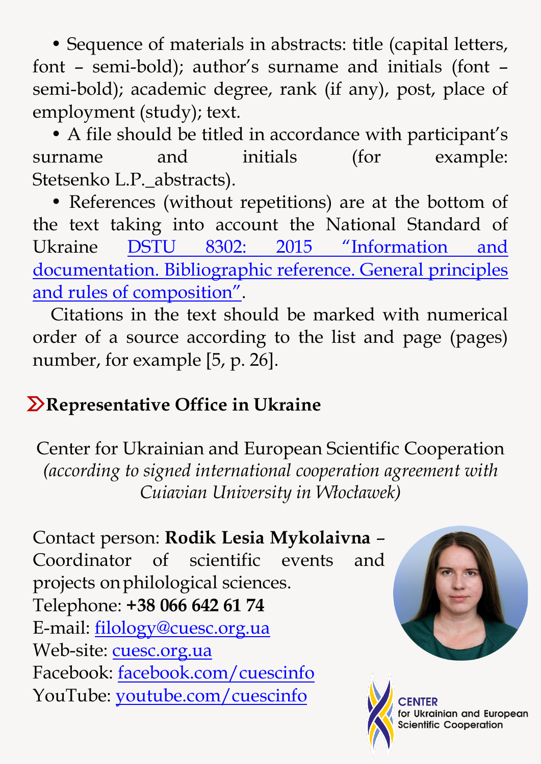- Sequence of materials in abstracts: title (capital letters, font – semi-bold); author's surname and initials (font – semi-bold); academic degree, rank (if any), post, place of employment (study); text.
- A file should be titled in accordance with participant's surname and initials (for example: Stetsenko L.P._abstracts).
- References (without repetitions) are at the bottom of the text taking into account the National Standard of Ukraine DSTU 8302: 2015 "Information and documentation. Bibliographic reference. General principles and rules of composition".

Citations in the text should be marked with numerical order of a source according to the list and page (pages) number, for example [5, p. 26].

## Representative Office in Ukraine

Center for Ukrainian and European Scientific Cooperation
*(according to signed international cooperation agreement with Cuiavian University in Włocławek)*

Contact person: **Rodik Lesia Mykolaivna** – Coordinator of scientific events and projects on philological sciences.
Telephone: **+38 066 642 61 74**
E-mail: filology@cuesc.org.ua
Web-site: cuesc.org.ua
Facebook: facebook.com/cuescinfo
YouTube: youtube.com/cuescinfo

CENTER for Ukrainian and European Scientific Cooperation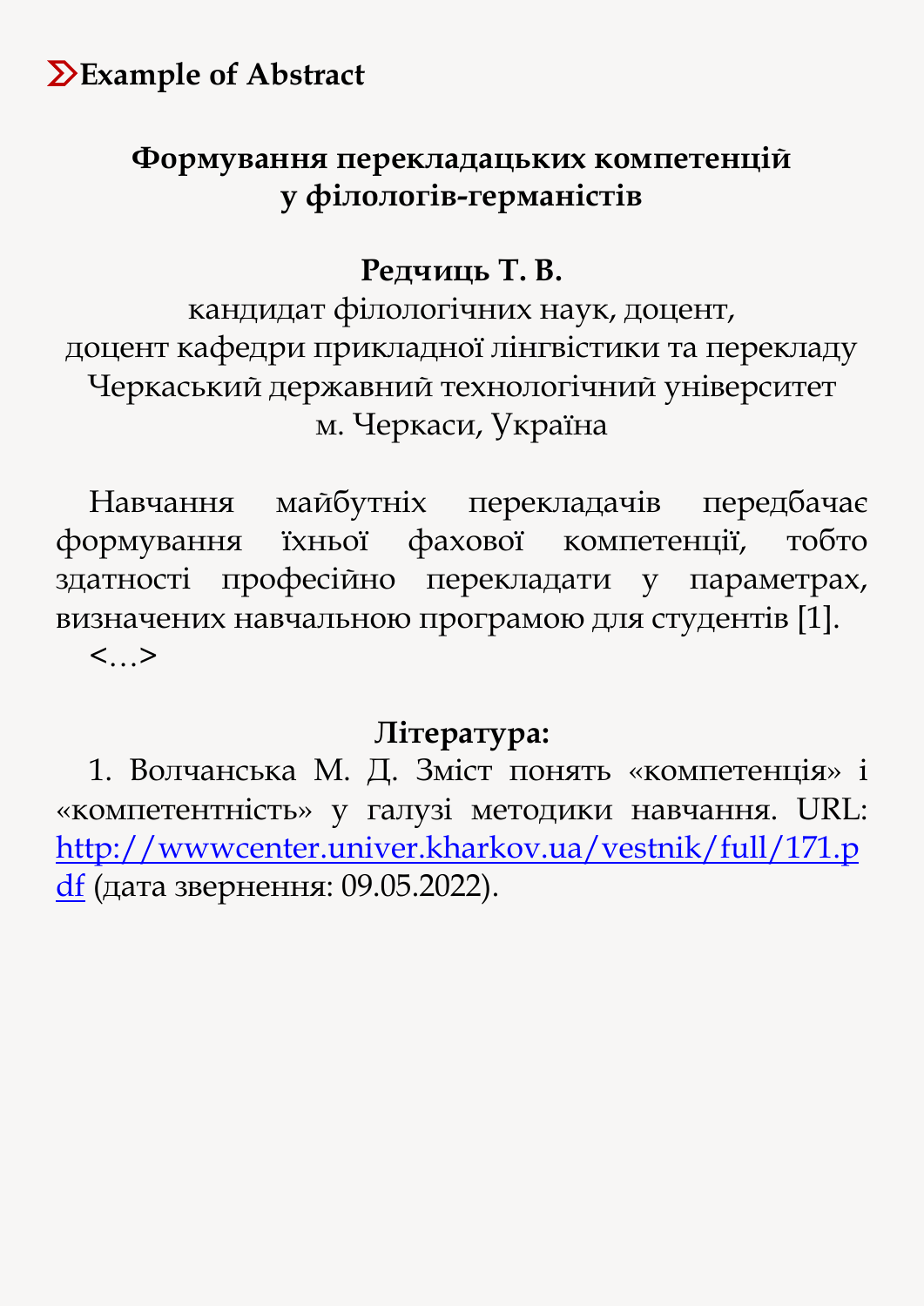## Example of Abstract

**Формування перекладацьких компетенцій у філологів-германістів**

**Редчиць Т. В.**
кандидат філологічних наук, доцент,
доцент кафедри прикладної лінгвістики та перекладу
Черкаський державний технологічний університет
м. Черкаси, Україна

Навчання майбутніх перекладачів передбачає формування їхньої фахової компетенції, тобто здатності професійно перекладати у параметрах, визначених навчальною програмою для студентів [1].

<…>

**Література:**

1. Волчанська М. Д. Зміст понять «компетенція» і «компетентність» у галузі методики навчання. URL: http://wwwcenter.univer.kharkov.ua/vestnik/full/171.pdf (дата звернення: 09.05.2022).